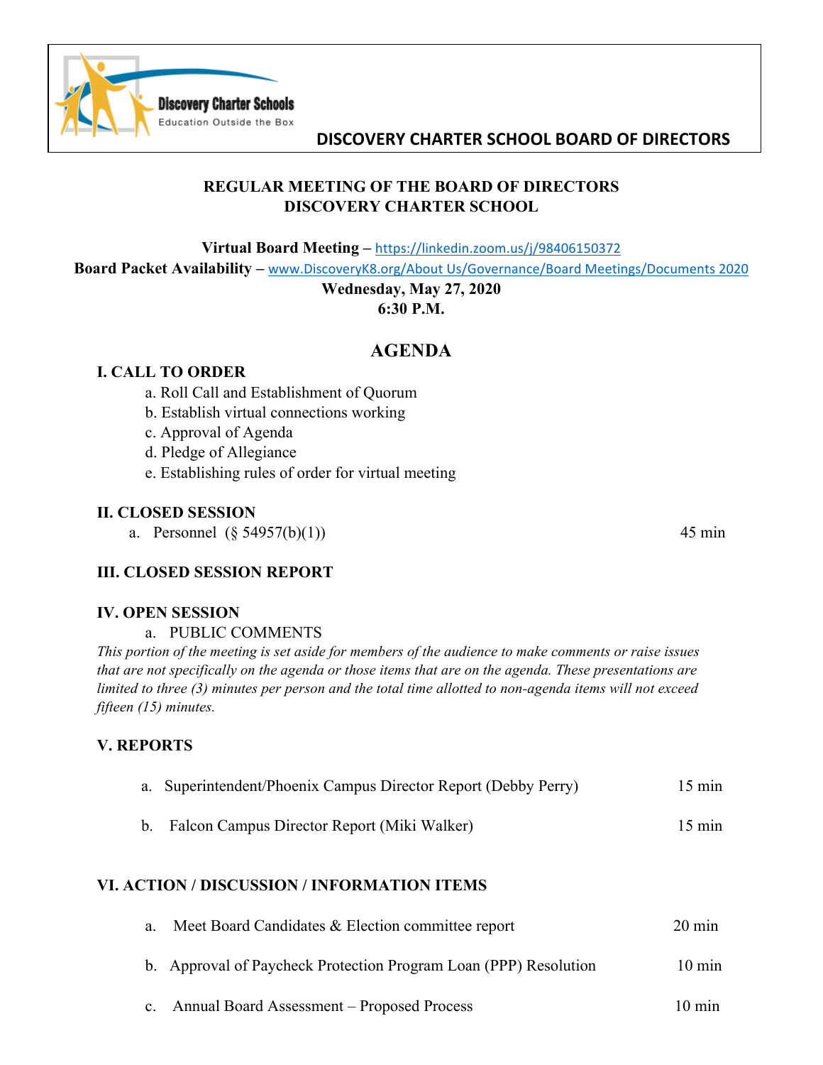Discovery Charter Schools
Education Outside the Box

# DISCOVERY CHARTER SCHOOL BOARD OF DIRECTORS

**REGULAR MEETING OF THE BOARD OF DIRECTORS**
**DISCOVERY CHARTER SCHOOL**

**Virtual Board Meeting** – https://linkedin.zoom.us/j/98406150372
**Board Packet Availability** – www.DiscoveryK8.org/About Us/Governance/Board Meetings/Documents 2020
**Wednesday, May 27, 2020**
**6:30 P.M.**

## AGENDA

### I. CALL TO ORDER

a. Roll Call and Establishment of Quorum
b. Establish virtual connections working
c. Approval of Agenda
d. Pledge of Allegiance
e. Establishing rules of order for virtual meeting

### II. CLOSED SESSION

a. Personnel (§ 54957(b)(1)) — 45 min

### III. CLOSED SESSION REPORT

### IV. OPEN SESSION

a. PUBLIC COMMENTS

*This portion of the meeting is set aside for members of the audience to make comments or raise issues that are not specifically on the agenda or those items that are on the agenda. These presentations are limited to three (3) minutes per person and the total time allotted to non-agenda items will not exceed fifteen (15) minutes.*

### V. REPORTS

a. Superintendent/Phoenix Campus Director Report (Debby Perry) — 15 min

b. Falcon Campus Director Report (Miki Walker) — 15 min

### VI. ACTION / DISCUSSION / INFORMATION ITEMS

a. Meet Board Candidates & Election committee report — 20 min

b. Approval of Paycheck Protection Program Loan (PPP) Resolution — 10 min

c. Annual Board Assessment – Proposed Process — 10 min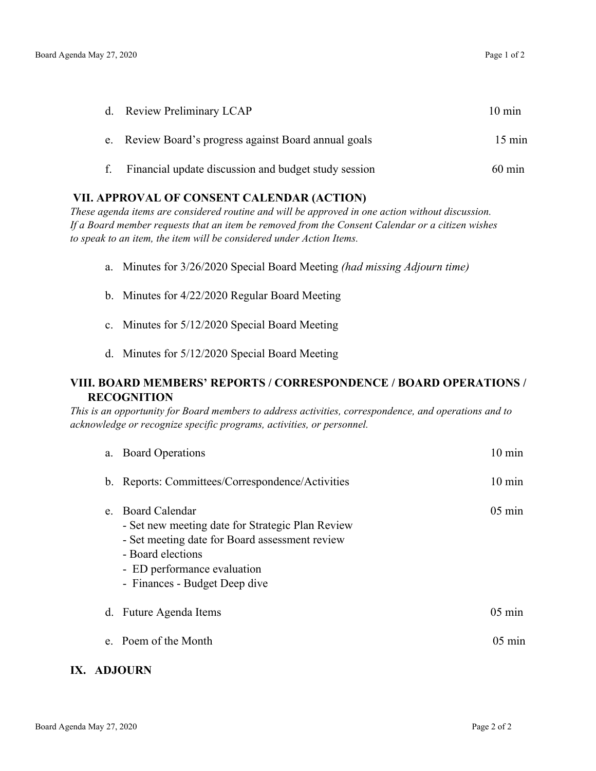d. Review Preliminary LCAP 10 min

e. Review Board's progress against Board annual goals 15 min

f. Financial update discussion and budget study session 60 min

## VII. APPROVAL OF CONSENT CALENDAR (ACTION)

*These agenda items are considered routine and will be approved in one action without discussion. If a Board member requests that an item be removed from the Consent Calendar or a citizen wishes to speak to an item, the item will be considered under Action Items.*

a. Minutes for 3/26/2020 Special Board Meeting *(had missing Adjourn time)*

b. Minutes for 4/22/2020 Regular Board Meeting

c. Minutes for 5/12/2020 Special Board Meeting

d. Minutes for 5/12/2020 Special Board Meeting

## VIII. BOARD MEMBERS' REPORTS / CORRESPONDENCE / BOARD OPERATIONS / RECOGNITION

*This is an opportunity for Board members to address activities, correspondence, and operations and to acknowledge or recognize specific programs, activities, or personnel.*

a. Board Operations 10 min

b. Reports: Committees/Correspondence/Activities 10 min

e. Board Calendar 05 min
- Set new meeting date for Strategic Plan Review
- Set meeting date for Board assessment review
- Board elections
- ED performance evaluation
- Finances - Budget Deep dive

d. Future Agenda Items 05 min

e. Poem of the Month 05 min

## IX. ADJOURN